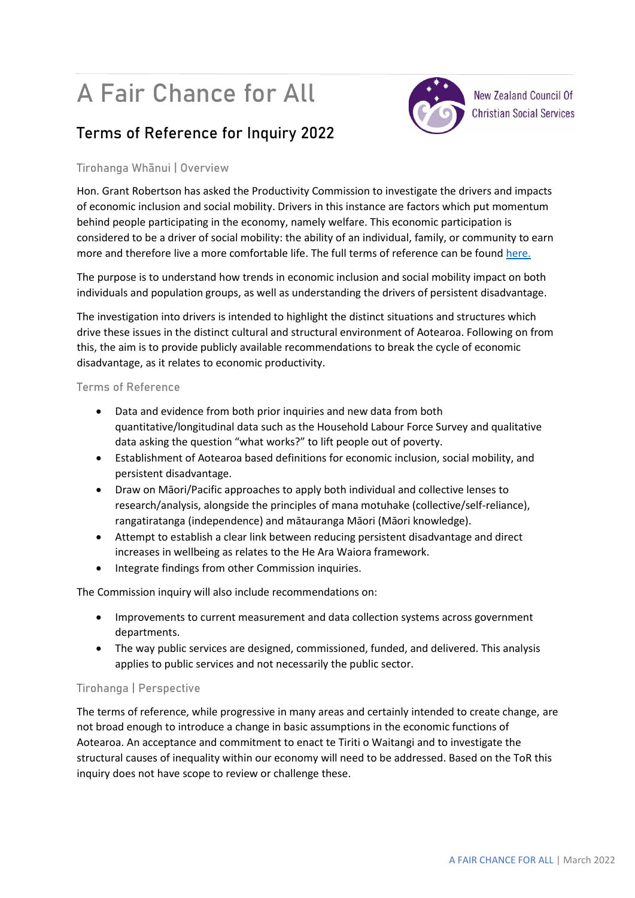# A Fair Chance for All

## Terms of Reference for Inquiry 2022

New Zealand Council Of Christian Social Services

### Tirohanga Whānui | Overview

Hon. Grant Robertson has asked the Productivity Commission to investigate the drivers and impacts of economic inclusion and social mobility. Drivers in this instance are factors which put momentum behind people participating in the economy, namely welfare. This economic participation is considered to be a driver of social mobility: the ability of an individual, family, or community to earn more and therefore live a more comfortable life. The full terms of reference can be found [here.](#)

The purpose is to understand how trends in economic inclusion and social mobility impact on both individuals and population groups, as well as understanding the drivers of persistent disadvantage.

The investigation into drivers is intended to highlight the distinct situations and structures which drive these issues in the distinct cultural and structural environment of Aotearoa. Following on from this, the aim is to provide publicly available recommendations to break the cycle of economic disadvantage, as it relates to economic productivity.

### Terms of Reference

- Data and evidence from both prior inquiries and new data from both quantitative/longitudinal data such as the Household Labour Force Survey and qualitative data asking the question "what works?" to lift people out of poverty.
- Establishment of Aotearoa based definitions for economic inclusion, social mobility, and persistent disadvantage.
- Draw on Māori/Pacific approaches to apply both individual and collective lenses to research/analysis, alongside the principles of mana motuhake (collective/self-reliance), rangatiratanga (independence) and mātauranga Māori (Māori knowledge).
- Attempt to establish a clear link between reducing persistent disadvantage and direct increases in wellbeing as relates to the He Ara Waiora framework.
- Integrate findings from other Commission inquiries.

The Commission inquiry will also include recommendations on:

- Improvements to current measurement and data collection systems across government departments.
- The way public services are designed, commissioned, funded, and delivered. This analysis applies to public services and not necessarily the public sector.

### Tirohanga | Perspective

The terms of reference, while progressive in many areas and certainly intended to create change, are not broad enough to introduce a change in basic assumptions in the economic functions of Aotearoa. An acceptance and commitment to enact te Tiriti o Waitangi and to investigate the structural causes of inequality within our economy will need to be addressed. Based on the ToR this inquiry does not have scope to review or challenge these.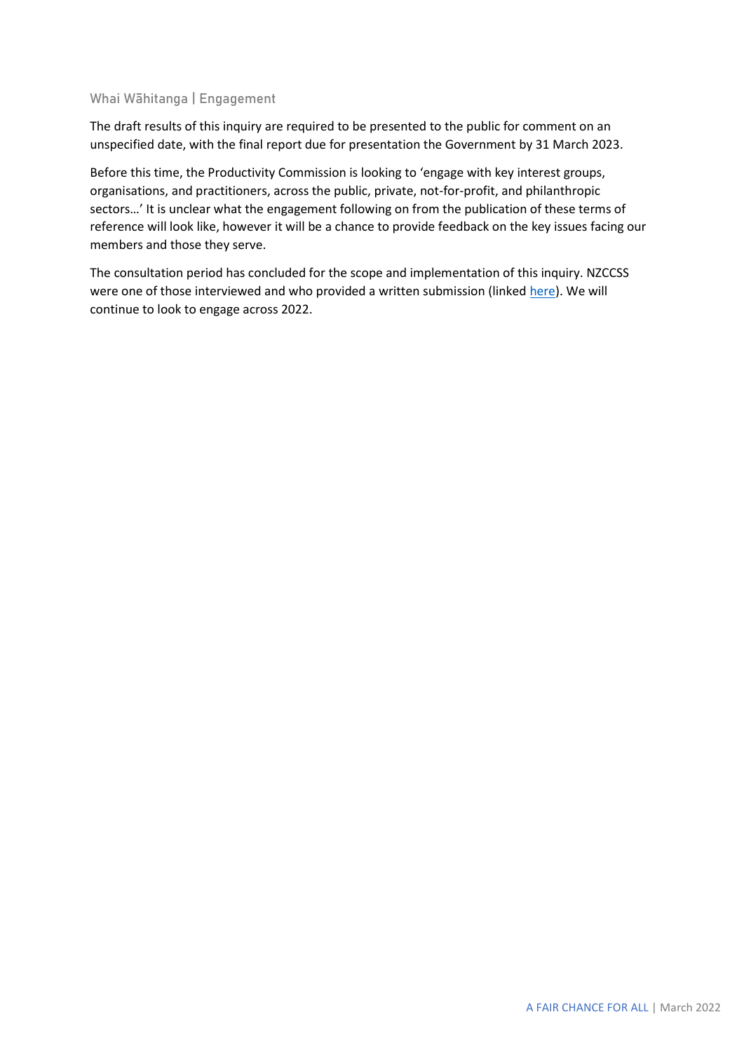## Whai Wāhitanga | Engagement

The draft results of this inquiry are required to be presented to the public for comment on an unspecified date, with the final report due for presentation the Government by 31 March 2023.

Before this time, the Productivity Commission is looking to 'engage with key interest groups, organisations, and practitioners, across the public, private, not-for-profit, and philanthropic sectors…' It is unclear what the engagement following on from the publication of these terms of reference will look like, however it will be a chance to provide feedback on the key issues facing our members and those they serve.

The consultation period has concluded for the scope and implementation of this inquiry. NZCCSS were one of those interviewed and who provided a written submission (linked here). We will continue to look to engage across 2022.